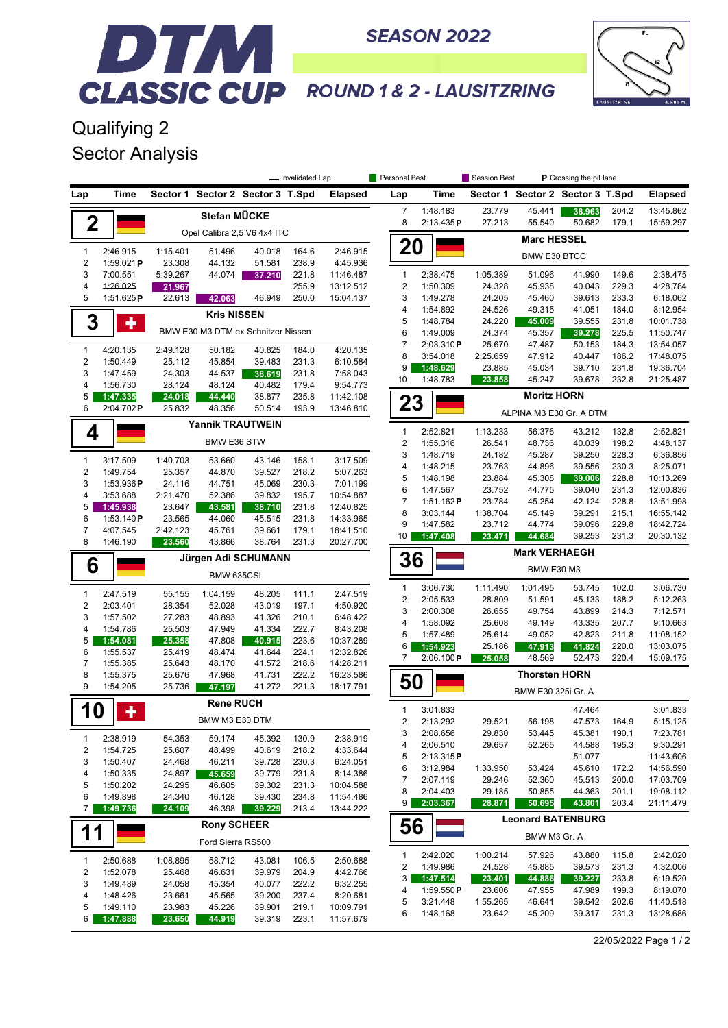# DTM CLASSIC CUP

SEASON 2022

ROUND 1 & 2 - LAUSITZRING

## Qualifying 2
## Sector Analysis

— Invalidated Lap | Personal Best | Session Best | P Crossing the pit lane

### 2 — Stefan MÜCKE — Opel Calibra 2,5 V6 4x4 ITC

| Lap | Time | Sector 1 | Sector 2 | Sector 3 | T.Spd | Elapsed |
|---|---|---|---|---|---|---|
| 1 | 2:46.915 | 1:15.401 | 51.496 | 40.018 | 164.6 | 2:46.915 |
| 2 | 1:59.021 P | 23.308 | 44.132 | 51.581 | 238.9 | 4:45.936 |
| 3 | 7:00.551 | 5:39.267 | 44.074 | 37.210 | 221.8 | 11:46.487 |
| 4 | ~~1:26.025~~ | 21.967 | | | 255.9 | 13:12.512 |
| 5 | 1:51.625 P | 22.613 | 42.063 | 46.949 | 250.0 | 15:04.137 |

### 3 — Kris NISSEN — BMW E30 M3 DTM ex Schnitzer Nissen

| Lap | Time | Sector 1 | Sector 2 | Sector 3 | T.Spd | Elapsed |
|---|---|---|---|---|---|---|
| 1 | 4:20.135 | 2:49.128 | 50.182 | 40.825 | 184.0 | 4:20.135 |
| 2 | 1:50.449 | 25.112 | 45.854 | 39.483 | 231.3 | 6:10.584 |
| 3 | 1:47.459 | 24.303 | 44.537 | 38.619 | 231.8 | 7:58.043 |
| 4 | 1:56.730 | 28.124 | 48.124 | 40.482 | 179.4 | 9:54.773 |
| 5 | 1:47.335 | 24.018 | 44.440 | 38.877 | 235.8 | 11:42.108 |
| 6 | 2:04.702 P | 25.832 | 48.356 | 50.514 | 193.9 | 13:46.810 |

### 4 — Yannik TRAUTWEIN — BMW E36 STW

| Lap | Time | Sector 1 | Sector 2 | Sector 3 | T.Spd | Elapsed |
|---|---|---|---|---|---|---|
| 1 | 3:17.509 | 1:40.703 | 53.660 | 43.146 | 158.1 | 3:17.509 |
| 2 | 1:49.754 | 25.357 | 44.870 | 39.527 | 218.2 | 5:07.263 |
| 3 | 1:53.936 P | 24.116 | 44.751 | 45.069 | 230.3 | 7:01.199 |
| 4 | 3:53.688 | 2:21.470 | 52.386 | 39.832 | 195.7 | 10:54.887 |
| 5 | 1:45.938 | 23.647 | 43.581 | 38.710 | 231.8 | 12:40.825 |
| 6 | 1:53.140 P | 23.565 | 44.060 | 45.515 | 231.8 | 14:33.965 |
| 7 | 4:07.545 | 2:42.123 | 45.761 | 39.661 | 179.1 | 18:41.510 |
| 8 | 1:46.190 | 23.560 | 43.866 | 38.764 | 231.3 | 20:27.700 |

### 6 — Jürgen Adi SCHUMANN — BMW 635CSI

| Lap | Time | Sector 1 | Sector 2 | Sector 3 | T.Spd | Elapsed |
|---|---|---|---|---|---|---|
| 1 | 2:47.519 | 55.155 | 1:04.159 | 48.205 | 111.1 | 2:47.519 |
| 2 | 2:03.401 | 28.354 | 52.028 | 43.019 | 197.1 | 4:50.920 |
| 3 | 1:57.502 | 27.283 | 48.893 | 41.326 | 210.1 | 6:48.422 |
| 4 | 1:54.786 | 25.503 | 47.949 | 41.334 | 222.7 | 8:43.208 |
| 5 | 1:54.081 | 25.358 | 47.808 | 40.915 | 223.6 | 10:37.289 |
| 6 | 1:55.537 | 25.419 | 48.474 | 41.644 | 224.1 | 12:32.826 |
| 7 | 1:55.385 | 25.643 | 48.170 | 41.572 | 218.6 | 14:28.211 |
| 8 | 1:55.375 | 25.676 | 47.968 | 41.731 | 222.2 | 16:23.586 |
| 9 | 1:54.205 | 25.736 | 47.197 | 41.272 | 221.3 | 18:17.791 |

### 10 — Rene RUCH — BMW M3 E30 DTM

| Lap | Time | Sector 1 | Sector 2 | Sector 3 | T.Spd | Elapsed |
|---|---|---|---|---|---|---|
| 1 | 2:38.919 | 54.353 | 59.174 | 45.392 | 130.9 | 2:38.919 |
| 2 | 1:54.725 | 25.607 | 48.499 | 40.619 | 218.2 | 4:33.644 |
| 3 | 1:50.407 | 24.468 | 46.211 | 39.728 | 230.3 | 6:24.051 |
| 4 | 1:50.335 | 24.897 | 45.659 | 39.779 | 231.8 | 8:14.386 |
| 5 | 1:50.202 | 24.295 | 46.605 | 39.302 | 231.3 | 10:04.588 |
| 6 | 1:49.898 | 24.340 | 46.128 | 39.430 | 234.8 | 11:54.486 |
| 7 | 1:49.736 | 24.109 | 46.398 | 39.229 | 213.4 | 13:44.222 |

### 11 — Rony SCHEER — Ford Sierra RS500

| Lap | Time | Sector 1 | Sector 2 | Sector 3 | T.Spd | Elapsed |
|---|---|---|---|---|---|---|
| 1 | 2:50.688 | 1:08.895 | 58.712 | 43.081 | 106.5 | 2:50.688 |
| 2 | 1:52.078 | 25.468 | 46.631 | 39.979 | 204.9 | 4:42.766 |
| 3 | 1:49.489 | 24.058 | 45.354 | 40.077 | 222.2 | 6:32.255 |
| 4 | 1:48.426 | 23.661 | 45.565 | 39.200 | 237.4 | 8:20.681 |
| 5 | 1:49.110 | 23.983 | 45.226 | 39.901 | 219.1 | 10:09.791 |
| 6 | 1:47.888 | 23.650 | 44.919 | 39.319 | 223.1 | 11:57.679 |

### 11 — Rony SCHEER (continued)

| Lap | Time | Sector 1 | Sector 2 | Sector 3 | T.Spd | Elapsed |
|---|---|---|---|---|---|---|
| 7 | 1:48.183 | 23.779 | 45.441 | 38.963 | 204.2 | 13:45.862 |
| 8 | 2:13.435 P | 27.213 | 55.540 | 50.682 | 179.1 | 15:59.297 |

### 20 — Marc HESSEL — BMW E30 BTCC

| Lap | Time | Sector 1 | Sector 2 | Sector 3 | T.Spd | Elapsed |
|---|---|---|---|---|---|---|
| 1 | 2:38.475 | 1:05.389 | 51.096 | 41.990 | 149.6 | 2:38.475 |
| 2 | 1:50.309 | 24.328 | 45.938 | 40.043 | 229.3 | 4:28.784 |
| 3 | 1:49.278 | 24.205 | 45.460 | 39.613 | 233.3 | 6:18.062 |
| 4 | 1:54.892 | 24.526 | 49.315 | 41.051 | 184.0 | 8:12.954 |
| 5 | 1:48.784 | 24.220 | 45.009 | 39.555 | 231.8 | 10:01.738 |
| 6 | 1:49.009 | 24.374 | 45.357 | 39.278 | 225.5 | 11:50.747 |
| 7 | 2:03.310 P | 25.670 | 47.487 | 50.153 | 184.3 | 13:54.057 |
| 8 | 3:54.018 | 2:25.659 | 47.912 | 40.447 | 186.2 | 17:48.075 |
| 9 | 1:48.629 | 23.885 | 45.034 | 39.710 | 231.8 | 19:36.704 |
| 10 | 1:48.783 | 23.858 | 45.247 | 39.678 | 232.8 | 21:25.487 |

### 23 — Moritz HORN — ALPINA M3 E30 Gr. A DTM

| Lap | Time | Sector 1 | Sector 2 | Sector 3 | T.Spd | Elapsed |
|---|---|---|---|---|---|---|
| 1 | 2:52.821 | 1:13.233 | 56.376 | 43.212 | 132.8 | 2:52.821 |
| 2 | 1:55.316 | 26.541 | 48.736 | 40.039 | 198.2 | 4:48.137 |
| 3 | 1:48.719 | 24.182 | 45.287 | 39.250 | 228.3 | 6:36.856 |
| 4 | 1:48.215 | 23.763 | 44.896 | 39.556 | 230.3 | 8:25.071 |
| 5 | 1:48.198 | 23.884 | 45.308 | 39.006 | 228.8 | 10:13.269 |
| 6 | 1:47.567 | 23.752 | 44.775 | 39.040 | 231.3 | 12:00.836 |
| 7 | 1:51.162 P | 23.784 | 45.254 | 42.124 | 228.8 | 13:51.998 |
| 8 | 3:03.144 | 1:38.704 | 45.149 | 39.291 | 215.1 | 16:55.142 |
| 9 | 1:47.582 | 23.712 | 44.774 | 39.096 | 229.8 | 18:42.724 |
| 10 | 1:47.408 | 23.471 | 44.684 | 39.253 | 231.3 | 20:30.132 |

### 36 — Mark VERHAEGH — BMW E30 M3

| Lap | Time | Sector 1 | Sector 2 | Sector 3 | T.Spd | Elapsed |
|---|---|---|---|---|---|---|
| 1 | 3:06.730 | 1:11.490 | 1:01.495 | 53.745 | 102.0 | 3:06.730 |
| 2 | 2:05.533 | 28.809 | 51.591 | 45.133 | 188.2 | 5:12.263 |
| 3 | 2:00.308 | 26.655 | 49.754 | 43.899 | 214.3 | 7:12.571 |
| 4 | 1:58.092 | 25.608 | 49.149 | 43.335 | 207.7 | 9:10.663 |
| 5 | 1:57.489 | 25.614 | 49.052 | 42.823 | 211.8 | 11:08.152 |
| 6 | 1:54.923 | 25.186 | 47.913 | 41.824 | 220.0 | 13:03.075 |
| 7 | 2:06.100 P | 25.058 | 48.569 | 52.473 | 220.4 | 15:09.175 |

### 50 — Thorsten HORN — BMW E30 325i Gr. A

| Lap | Time | Sector 1 | Sector 2 | Sector 3 | T.Spd | Elapsed |
|---|---|---|---|---|---|---|
| 1 | 3:01.833 | | | 47.464 | | 3:01.833 |
| 2 | 2:13.292 | 29.521 | 56.198 | 47.573 | 164.9 | 5:15.125 |
| 3 | 2:08.656 | 29.830 | 53.445 | 45.381 | 190.1 | 7:23.781 |
| 4 | 2:06.510 | 29.657 | 52.265 | 44.588 | 195.3 | 9:30.291 |
| 5 | 2:13.315 P | | | 51.077 | | 11:43.606 |
| 6 | 3:12.984 | 1:33.950 | 53.424 | 45.610 | 172.2 | 14:56.590 |
| 7 | 2:07.119 | 29.246 | 52.360 | 45.513 | 200.0 | 17:03.709 |
| 8 | 2:04.403 | 29.185 | 50.855 | 44.363 | 201.1 | 19:08.112 |
| 9 | 2:03.367 | 28.871 | 50.695 | 43.801 | 203.4 | 21:11.479 |

### 56 — Leonard BATENBURG — BMW M3 Gr. A

| Lap | Time | Sector 1 | Sector 2 | Sector 3 | T.Spd | Elapsed |
|---|---|---|---|---|---|---|
| 1 | 2:42.020 | 1:00.214 | 57.926 | 43.880 | 115.8 | 2:42.020 |
| 2 | 1:49.986 | 24.528 | 45.885 | 39.573 | 231.3 | 4:32.006 |
| 3 | 1:47.514 | 23.401 | 44.886 | 39.227 | 233.8 | 6:19.520 |
| 4 | 1:59.550 P | 23.606 | 47.955 | 47.989 | 199.3 | 8:19.070 |
| 5 | 3:21.448 | 1:55.265 | 46.641 | 39.542 | 202.6 | 11:40.518 |
| 6 | 1:48.168 | 23.642 | 45.209 | 39.317 | 231.3 | 13:28.686 |

22/05/2022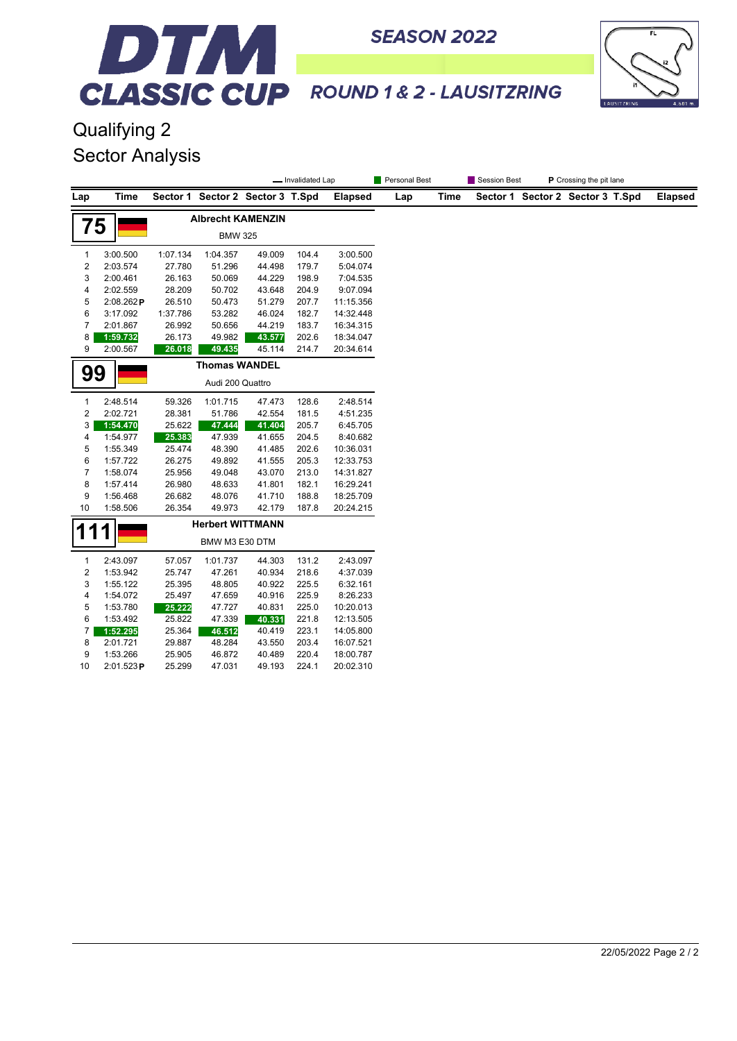# DTM CLASSIC CUP

**SEASON 2022**

**ROUND 1 & 2 - LAUSITZRING**

## Qualifying 2

## Sector Analysis

— Invalidated Lap | Personal Best | Session Best | **P** Crossing the pit lane

### 75 — Albrecht KAMENZIN — BMW 325

| Lap | Time | Sector 1 | Sector 2 | Sector 3 | T.Spd | Elapsed |
|---|---|---|---|---|---|---|
| 1 | 3:00.500 | 1:07.134 | 1:04.357 | 49.009 | 104.4 | 3:00.500 |
| 2 | 2:03.574 | 27.780 | 51.296 | 44.498 | 179.7 | 5:04.074 |
| 3 | 2:00.461 | 26.163 | 50.069 | 44.229 | 198.9 | 7:04.535 |
| 4 | 2:02.559 | 28.209 | 50.702 | 43.648 | 204.9 | 9:07.094 |
| 5 | 2:08.262 **P** | 26.510 | 50.473 | 51.279 | 207.7 | 11:15.356 |
| 6 | 3:17.092 | 1:37.786 | 53.282 | 46.024 | 182.7 | 14:32.448 |
| 7 | 2:01.867 | 26.992 | 50.656 | 44.219 | 183.7 | 16:34.315 |
| 8 | 1:59.732 | 26.173 | 49.982 | 43.577 | 202.6 | 18:34.047 |
| 9 | 2:00.567 | 26.018 | 49.435 | 45.114 | 214.7 | 20:34.614 |

### 99 — Thomas WANDEL — Audi 200 Quattro

| Lap | Time | Sector 1 | Sector 2 | Sector 3 | T.Spd | Elapsed |
|---|---|---|---|---|---|---|
| 1 | 2:48.514 | 59.326 | 1:01.715 | 47.473 | 128.6 | 2:48.514 |
| 2 | 2:02.721 | 28.381 | 51.786 | 42.554 | 181.5 | 4:51.235 |
| 3 | 1:54.470 | 25.622 | 47.444 | 41.404 | 205.7 | 6:45.705 |
| 4 | 1:54.977 | 25.383 | 47.939 | 41.655 | 204.5 | 8:40.682 |
| 5 | 1:55.349 | 25.474 | 48.390 | 41.485 | 202.6 | 10:36.031 |
| 6 | 1:57.722 | 26.275 | 49.892 | 41.555 | 205.3 | 12:33.753 |
| 7 | 1:58.074 | 25.956 | 49.048 | 43.070 | 213.0 | 14:31.827 |
| 8 | 1:57.414 | 26.980 | 48.633 | 41.801 | 182.1 | 16:29.241 |
| 9 | 1:56.468 | 26.682 | 48.076 | 41.710 | 188.8 | 18:25.709 |
| 10 | 1:58.506 | 26.354 | 49.973 | 42.179 | 187.8 | 20:24.215 |

### 111 — Herbert WITTMANN — BMW M3 E30 DTM

| Lap | Time | Sector 1 | Sector 2 | Sector 3 | T.Spd | Elapsed |
|---|---|---|---|---|---|---|
| 1 | 2:43.097 | 57.057 | 1:01.737 | 44.303 | 131.2 | 2:43.097 |
| 2 | 1:53.942 | 25.747 | 47.261 | 40.934 | 218.6 | 4:37.039 |
| 3 | 1:55.122 | 25.395 | 48.805 | 40.922 | 225.5 | 6:32.161 |
| 4 | 1:54.072 | 25.497 | 47.659 | 40.916 | 225.9 | 8:26.233 |
| 5 | 1:53.780 | 25.222 | 47.727 | 40.831 | 225.0 | 10:20.013 |
| 6 | 1:53.492 | 25.822 | 47.339 | 40.331 | 221.8 | 12:13.505 |
| 7 | 1:52.295 | 25.364 | 46.512 | 40.419 | 223.1 | 14:05.800 |
| 8 | 2:01.721 | 29.887 | 48.284 | 43.550 | 203.4 | 16:07.521 |
| 9 | 1:53.266 | 25.905 | 46.872 | 40.489 | 220.4 | 18:00.787 |
| 10 | 2:01.523 **P** | 25.299 | 47.031 | 49.193 | 224.1 | 20:02.310 |

22/05/2022